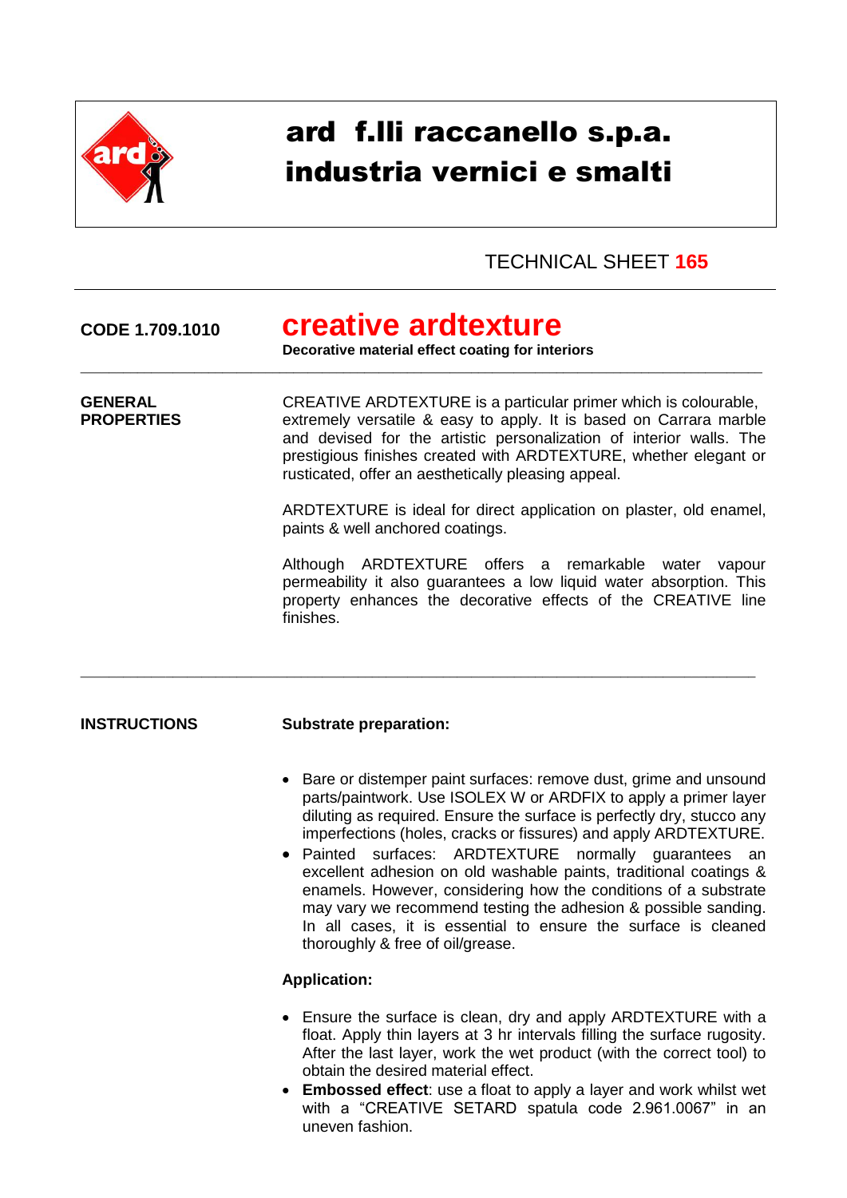# ard f.lli raccanello s.p.a.
# industria vernici e smalti

TECHNICAL SHEET **165**

**CODE 1.709.1010**

## creative ardtexture

**Decorative material effect coating for interiors**

---

**GENERAL PROPERTIES**

CREATIVE ARDTEXTURE is a particular primer which is colourable, extremely versatile & easy to apply. It is based on Carrara marble and devised for the artistic personalization of interior walls. The prestigious finishes created with ARDTEXTURE, whether elegant or rusticated, offer an aesthetically pleasing appeal.

ARDTEXTURE is ideal for direct application on plaster, old enamel, paints & well anchored coatings.

Although ARDTEXTURE offers a remarkable water vapour permeability it also guarantees a low liquid water absorption. This property enhances the decorative effects of the CREATIVE line finishes.

---

**INSTRUCTIONS**

**Substrate preparation:**

- Bare or distemper paint surfaces: remove dust, grime and unsound parts/paintwork. Use ISOLEX W or ARDFIX to apply a primer layer diluting as required. Ensure the surface is perfectly dry, stucco any imperfections (holes, cracks or fissures) and apply ARDTEXTURE.
- Painted surfaces: ARDTEXTURE normally guarantees an excellent adhesion on old washable paints, traditional coatings & enamels. However, considering how the conditions of a substrate may vary we recommend testing the adhesion & possible sanding. In all cases, it is essential to ensure the surface is cleaned thoroughly & free of oil/grease.

**Application:**

- Ensure the surface is clean, dry and apply ARDTEXTURE with a float. Apply thin layers at 3 hr intervals filling the surface rugosity. After the last layer, work the wet product (with the correct tool) to obtain the desired material effect.
- **Embossed effect**: use a float to apply a layer and work whilst wet with a "CREATIVE SETARD spatula code 2.961.0067" in an uneven fashion.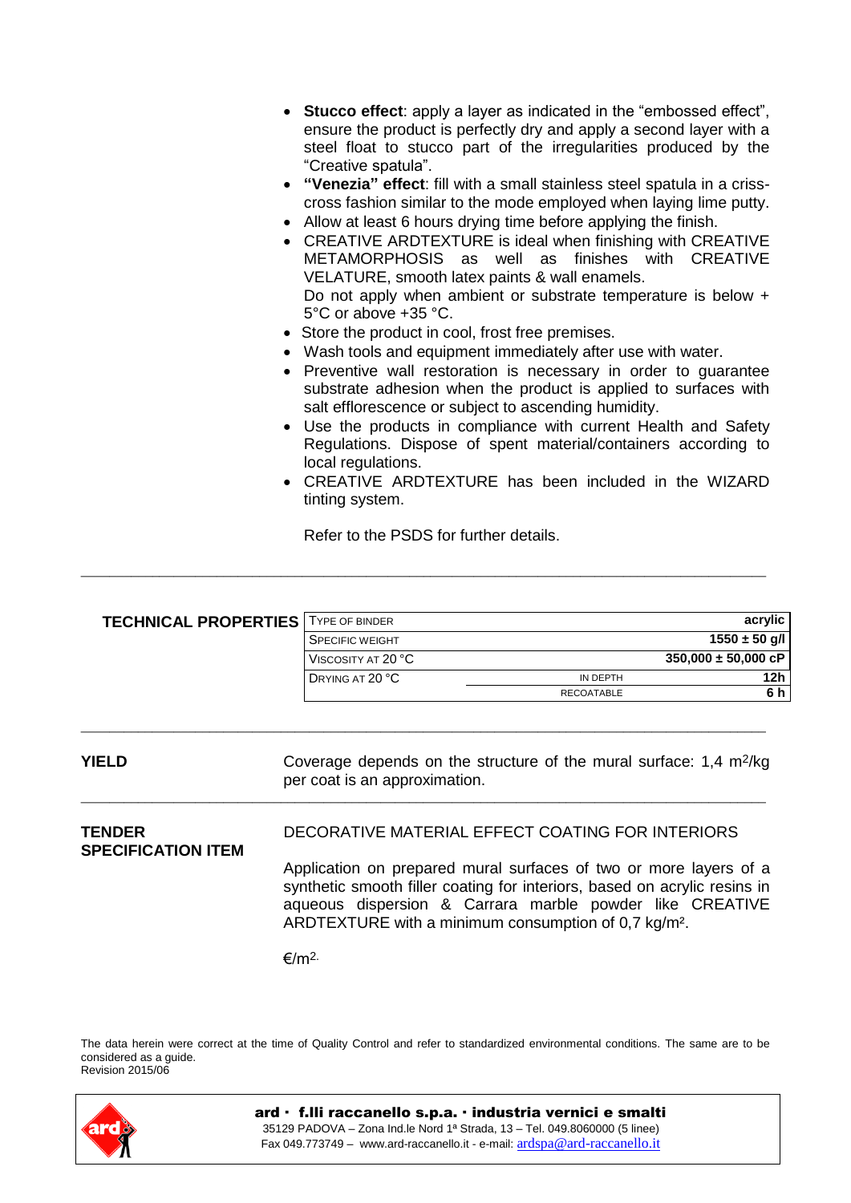- **Stucco effect**: apply a layer as indicated in the "embossed effect", ensure the product is perfectly dry and apply a second layer with a steel float to stucco part of the irregularities produced by the "Creative spatula".
- **"Venezia" effect**: fill with a small stainless steel spatula in a criss-cross fashion similar to the mode employed when laying lime putty.
- Allow at least 6 hours drying time before applying the finish.
- CREATIVE ARDTEXTURE is ideal when finishing with CREATIVE METAMORPHOSIS as well as finishes with CREATIVE VELATURE, smooth latex paints & wall enamels.
  Do not apply when ambient or substrate temperature is below + 5°C or above +35 °C.
- Store the product in cool, frost free premises.
- Wash tools and equipment immediately after use with water.
- Preventive wall restoration is necessary in order to guarantee substrate adhesion when the product is applied to surfaces with salt efflorescence or subject to ascending humidity.
- Use the products in compliance with current Health and Safety Regulations. Dispose of spent material/containers according to local regulations.
- CREATIVE ARDTEXTURE has been included in the WIZARD tinting system.

  Refer to the PSDS for further details.

---

**TECHNICAL PROPERTIES**

| | | |
|---|---|---|
| TYPE OF BINDER | | **acrylic** |
| SPECIFIC WEIGHT | | **1550 ± 50 g/l** |
| VISCOSITY AT 20 °C | | **350,000 ± 50,000 cP** |
| DRYING AT 20 °C | IN DEPTH | **12h** |
| | RECOATABLE | **6 h** |

---

**YIELD**

Coverage depends on the structure of the mural surface: 1,4 m²/kg per coat is an approximation.

---

**TENDER SPECIFICATION ITEM**

DECORATIVE MATERIAL EFFECT COATING FOR INTERIORS

Application on prepared mural surfaces of two or more layers of a synthetic smooth filler coating for interiors, based on acrylic resins in aqueous dispersion & Carrara marble powder like CREATIVE ARDTEXTURE with a minimum consumption of 0,7 kg/m².

€/m².

The data herein were correct at the time of Quality Control and refer to standardized environmental conditions. The same are to be considered as a guide.
Revision 2015/06

**ard · f.lli raccanello s.p.a. · industria vernici e smalti**
35129 PADOVA – Zona Ind.le Nord 1ª Strada, 13 – Tel. 049.8060000 (5 linee)
Fax 049.773749 – www.ard-raccanello.it - e-mail: ardspa@ard-raccanello.it